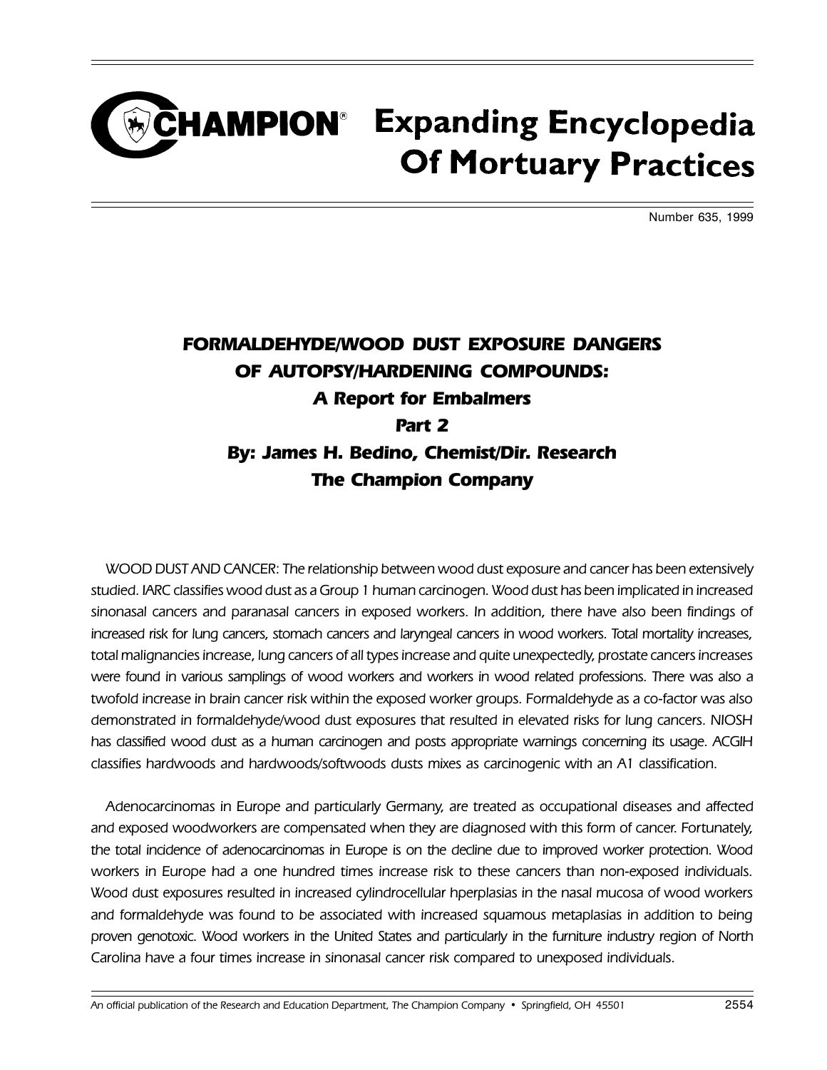# Champion Expanding Encyclopedia Of Mortuary Practices

Number 635, 1999

## *FORMALDEHYDE/WOOD DUST EXPOSURE DANGERS OF AUTOPSY/HARDENING COMPOUNDS:*

### *A Report for Embalmers*

### *Part 2*

### *By: James H. Bedino, Chemist/Dir. Research*

### *The Champion Company*

*WOOD DUST AND CANCER: The relationship between wood dust exposure and cancer has been extensively studied. IARC classifies wood dust as a Group 1 human carcinogen. Wood dust has been implicated in increased sinonasal cancers and paranasal cancers in exposed workers. In addition, there have also been findings of increased risk for lung cancers, stomach cancers and laryngeal cancers in wood workers. Total mortality increases, total malignancies increase, lung cancers of all types increase and quite unexpectedly, prostate cancers increases were found in various samplings of wood workers and workers in wood related professions. There was also a twofold increase in brain cancer risk within the exposed worker groups. Formaldehyde as a co-factor was also demonstrated in formaldehyde/wood dust exposures that resulted in elevated risks for lung cancers. NIOSH has classified wood dust as a human carcinogen and posts appropriate warnings concerning its usage. ACGIH classifies hardwoods and hardwoods/softwoods dusts mixes as carcinogenic with an A1 classification.*

*Adenocarcinomas in Europe and particularly Germany, are treated as occupational diseases and affected and exposed woodworkers are compensated when they are diagnosed with this form of cancer. Fortunately, the total incidence of adenocarcinomas in Europe is on the decline due to improved worker protection. Wood workers in Europe had a one hundred times increase risk to these cancers than non-exposed individuals. Wood dust exposures resulted in increased cylindrocellular hperplasias in the nasal mucosa of wood workers and formaldehyde was found to be associated with increased squamous metaplasias in addition to being proven genotoxic. Wood workers in the United States and particularly in the furniture industry region of North Carolina have a four times increase in sinonasal cancer risk compared to unexposed individuals.*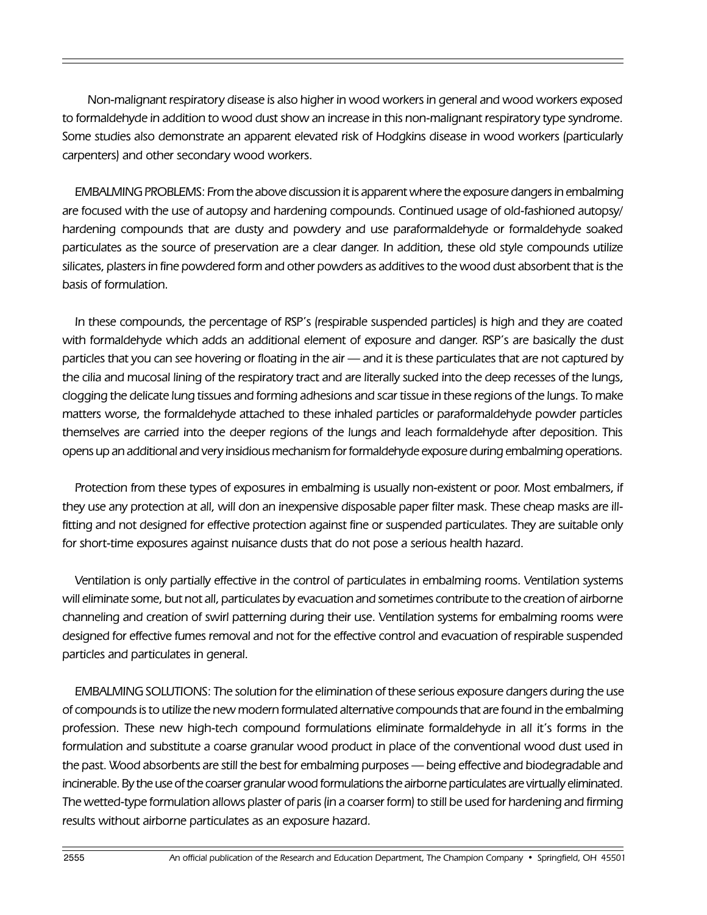Non-malignant respiratory disease is also higher in wood workers in general and wood workers exposed to formaldehyde in addition to wood dust show an increase in this non-malignant respiratory type syndrome. Some studies also demonstrate an apparent elevated risk of Hodgkins disease in wood workers (particularly carpenters) and other secondary wood workers.

EMBALMING PROBLEMS: From the above discussion it is apparent where the exposure dangers in embalming are focused with the use of autopsy and hardening compounds. Continued usage of old-fashioned autopsy/ hardening compounds that are dusty and powdery and use paraformaldehyde or formaldehyde soaked particulates as the source of preservation are a clear danger. In addition, these old style compounds utilize silicates, plasters in fine powdered form and other powders as additives to the wood dust absorbent that is the basis of formulation.

In these compounds, the percentage of RSP's (respirable suspended particles) is high and they are coated with formaldehyde which adds an additional element of exposure and danger. RSP's are basically the dust particles that you can see hovering or floating in the air — and it is these particulates that are not captured by the cilia and mucosal lining of the respiratory tract and are literally sucked into the deep recesses of the lungs, clogging the delicate lung tissues and forming adhesions and scar tissue in these regions of the lungs. To make matters worse, the formaldehyde attached to these inhaled particles or paraformaldehyde powder particles themselves are carried into the deeper regions of the lungs and leach formaldehyde after deposition. This opens up an additional and very insidious mechanism for formaldehyde exposure during embalming operations.

Protection from these types of exposures in embalming is usually non-existent or poor. Most embalmers, if they use any protection at all, will don an inexpensive disposable paper filter mask. These cheap masks are ill-fitting and not designed for effective protection against fine or suspended particulates. They are suitable only for short-time exposures against nuisance dusts that do not pose a serious health hazard.

Ventilation is only partially effective in the control of particulates in embalming rooms. Ventilation systems will eliminate some, but not all, particulates by evacuation and sometimes contribute to the creation of airborne channeling and creation of swirl patterning during their use. Ventilation systems for embalming rooms were designed for effective fumes removal and not for the effective control and evacuation of respirable suspended particles and particulates in general.

EMBALMING SOLUTIONS: The solution for the elimination of these serious exposure dangers during the use of compounds is to utilize the new modern formulated alternative compounds that are found in the embalming profession. These new high-tech compound formulations eliminate formaldehyde in all it's forms in the formulation and substitute a coarse granular wood product in place of the conventional wood dust used in the past. Wood absorbents are still the best for embalming purposes — being effective and biodegradable and incinerable. By the use of the coarser granular wood formulations the airborne particulates are virtually eliminated. The wetted-type formulation allows plaster of paris (in a coarser form) to still be used for hardening and firming results without airborne particulates as an exposure hazard.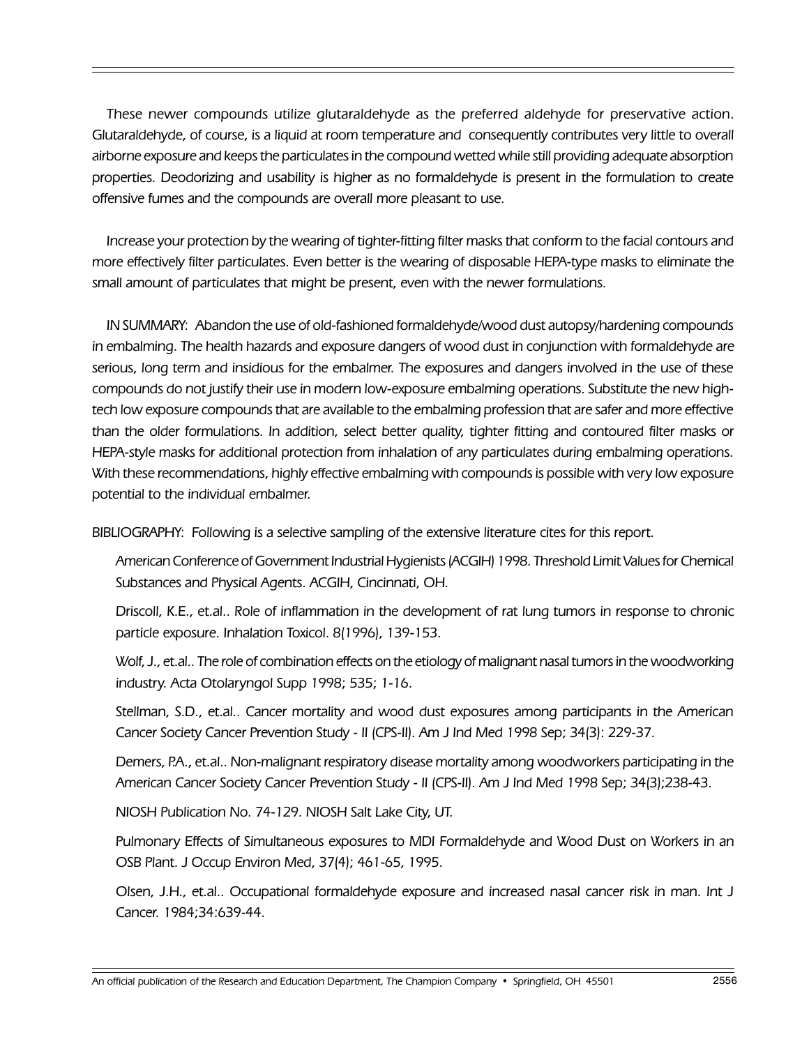These newer compounds utilize glutaraldehyde as the preferred aldehyde for preservative action. Glutaraldehyde, of course, is a liquid at room temperature and consequently contributes very little to overall airborne exposure and keeps the particulates in the compound wetted while still providing adequate absorption properties. Deodorizing and usability is higher as no formaldehyde is present in the formulation to create offensive fumes and the compounds are overall more pleasant to use.

Increase your protection by the wearing of tighter-fitting filter masks that conform to the facial contours and more effectively filter particulates. Even better is the wearing of disposable HEPA-type masks to eliminate the small amount of particulates that might be present, even with the newer formulations.

IN SUMMARY: Abandon the use of old-fashioned formaldehyde/wood dust autopsy/hardening compounds in embalming. The health hazards and exposure dangers of wood dust in conjunction with formaldehyde are serious, long term and insidious for the embalmer. The exposures and dangers involved in the use of these compounds do not justify their use in modern low-exposure embalming operations. Substitute the new high-tech low exposure compounds that are available to the embalming profession that are safer and more effective than the older formulations. In addition, select better quality, tighter fitting and contoured filter masks or HEPA-style masks for additional protection from inhalation of any particulates during embalming operations. With these recommendations, highly effective embalming with compounds is possible with very low exposure potential to the individual embalmer.

BIBLIOGRAPHY: Following is a selective sampling of the extensive literature cites for this report.

American Conference of Government Industrial Hygienists (ACGIH) 1998. Threshold Limit Values for Chemical Substances and Physical Agents. ACGIH, Cincinnati, OH.

Driscoll, K.E., et.al.. Role of inflammation in the development of rat lung tumors in response to chronic particle exposure. Inhalation Toxicol. 8(1996), 139-153.

Wolf, J., et.al.. The role of combination effects on the etiology of malignant nasal tumors in the woodworking industry. Acta Otolaryngol Supp 1998; 535; 1-16.

Stellman, S.D., et.al.. Cancer mortality and wood dust exposures among participants in the American Cancer Society Cancer Prevention Study - II (CPS-II). Am J Ind Med 1998 Sep; 34(3): 229-37.

Demers, P.A., et.al.. Non-malignant respiratory disease mortality among woodworkers participating in the American Cancer Society Cancer Prevention Study - II (CPS-II). Am J Ind Med 1998 Sep; 34(3);238-43.

NIOSH Publication No. 74-129. NIOSH Salt Lake City, UT.

Pulmonary Effects of Simultaneous exposures to MDI Formaldehyde and Wood Dust on Workers in an OSB Plant. J Occup Environ Med, 37(4); 461-65, 1995.

Olsen, J.H., et.al.. Occupational formaldehyde exposure and increased nasal cancer risk in man. Int J Cancer. 1984;34:639-44.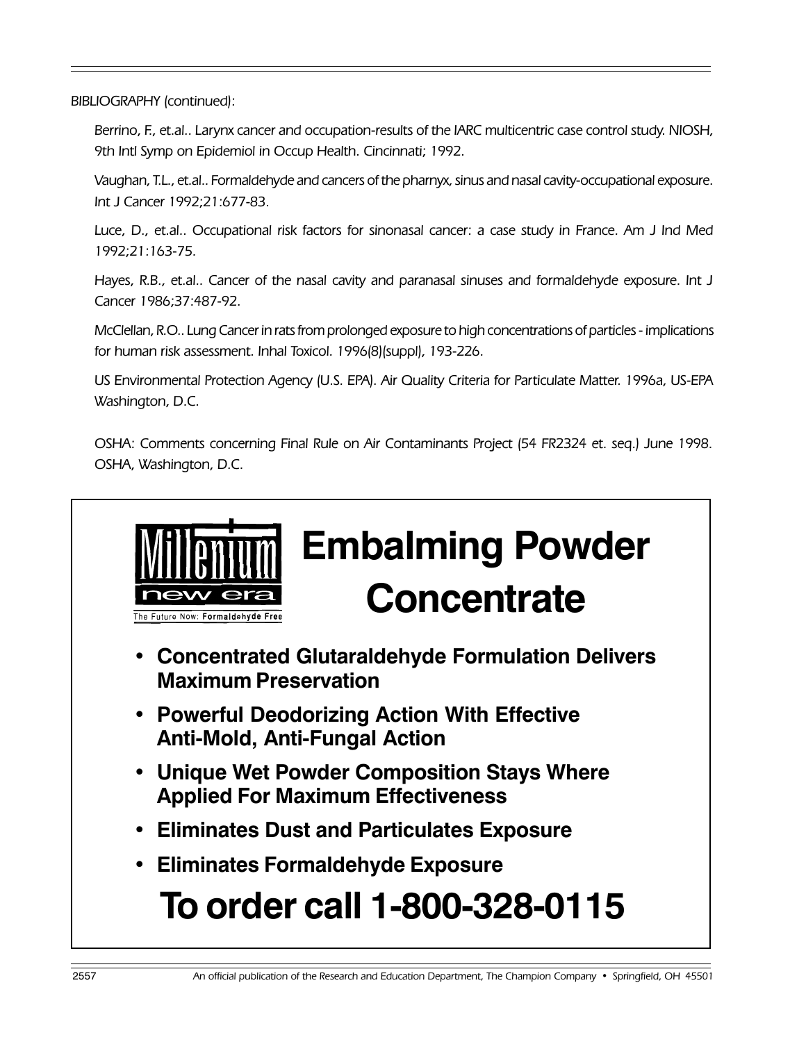BIBLIOGRAPHY (continued):

Berrino, F., et.al.. Larynx cancer and occupation-results of the IARC multicentric case control study. NIOSH, 9th Intl Symp on Epidemiol in Occup Health. Cincinnati; 1992.

Vaughan, T.L., et.al.. Formaldehyde and cancers of the pharnyx, sinus and nasal cavity-occupational exposure. Int J Cancer 1992;21:677-83.

Luce, D., et.al.. Occupational risk factors for sinonasal cancer: a case study in France. Am J Ind Med 1992;21:163-75.

Hayes, R.B., et.al.. Cancer of the nasal cavity and paranasal sinuses and formaldehyde exposure. Int J Cancer 1986;37:487-92.

McClellan, R.O.. Lung Cancer in rats from prolonged exposure to high concentrations of particles - implications for human risk assessment. Inhal Toxicol. 1996(8)(suppl), 193-226.

US Environmental Protection Agency (U.S. EPA). Air Quality Criteria for Particulate Matter. 1996a, US-EPA Washington, D.C.

OSHA: Comments concerning Final Rule on Air Contaminants Project (54 FR2324 et. seq.) June 1998. OSHA, Washington, D.C.

Millenium new era

The Future Now: **Formaldehyde Free**

# Embalming Powder Concentrate

- **Concentrated Glutaraldehyde Formulation Delivers Maximum Preservation**
- **Powerful Deodorizing Action With Effective Anti-Mold, Anti-Fungal Action**
- **Unique Wet Powder Composition Stays Where Applied For Maximum Effectiveness**
- **Eliminates Dust and Particulates Exposure**
- **Eliminates Formaldehyde Exposure**

## To order call 1-800-328-0115